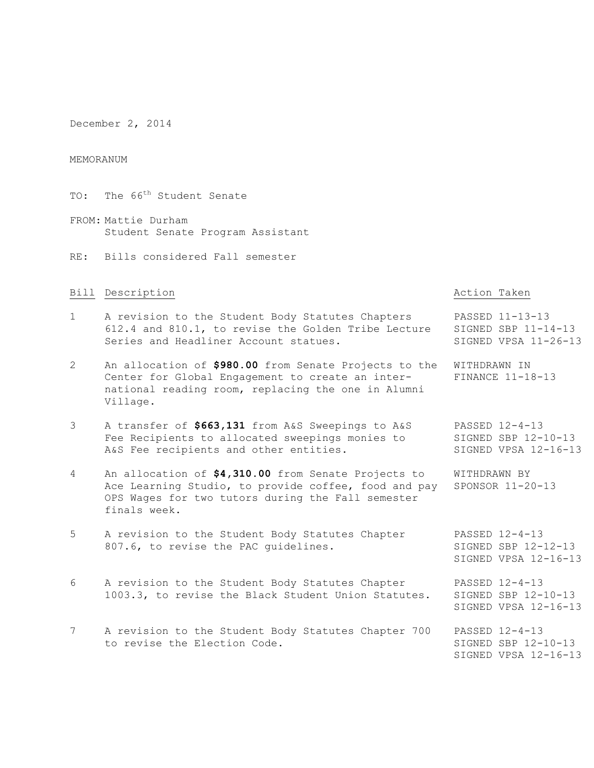December 2, 2014

MEMORANUM

TO: The 66th Student Senate

FROM: Mattie Durham  
Student Senate Program Assistant

RE: Bills considered Fall semester

| Bill | Description | Action Taken |
|---|---|---|
| 1 | A revision to the Student Body Statutes Chapters 612.4 and 810.1, to revise the Golden Tribe Lecture Series and Headliner Account statues. | PASSED 11-13-13<br>SIGNED SBP 11-14-13<br>SIGNED VPSA 11-26-13 |
| 2 | An allocation of **$980.00** from Senate Projects to the Center for Global Engagement to create an inter-national reading room, replacing the one in Alumni Village. | WITHDRAWN IN FINANCE 11-18-13 |
| 3 | A transfer of **$663,131** from A&S Sweepings to A&S Fee Recipients to allocated sweepings monies to A&S Fee recipients and other entities. | PASSED 12-4-13<br>SIGNED SBP 12-10-13<br>SIGNED VPSA 12-16-13 |
| 4 | An allocation of **$4,310.00** from Senate Projects to Ace Learning Studio, to provide coffee, food and pay OPS Wages for two tutors during the Fall semester finals week. | WITHDRAWN BY SPONSOR 11-20-13 |
| 5 | A revision to the Student Body Statutes Chapter 807.6, to revise the PAC guidelines. | PASSED 12-4-13<br>SIGNED SBP 12-12-13<br>SIGNED VPSA 12-16-13 |
| 6 | A revision to the Student Body Statutes Chapter 1003.3, to revise the Black Student Union Statutes. | PASSED 12-4-13<br>SIGNED SBP 12-10-13<br>SIGNED VPSA 12-16-13 |
| 7 | A revision to the Student Body Statutes Chapter 700 to revise the Election Code. | PASSED 12-4-13<br>SIGNED SBP 12-10-13<br>SIGNED VPSA 12-16-13 |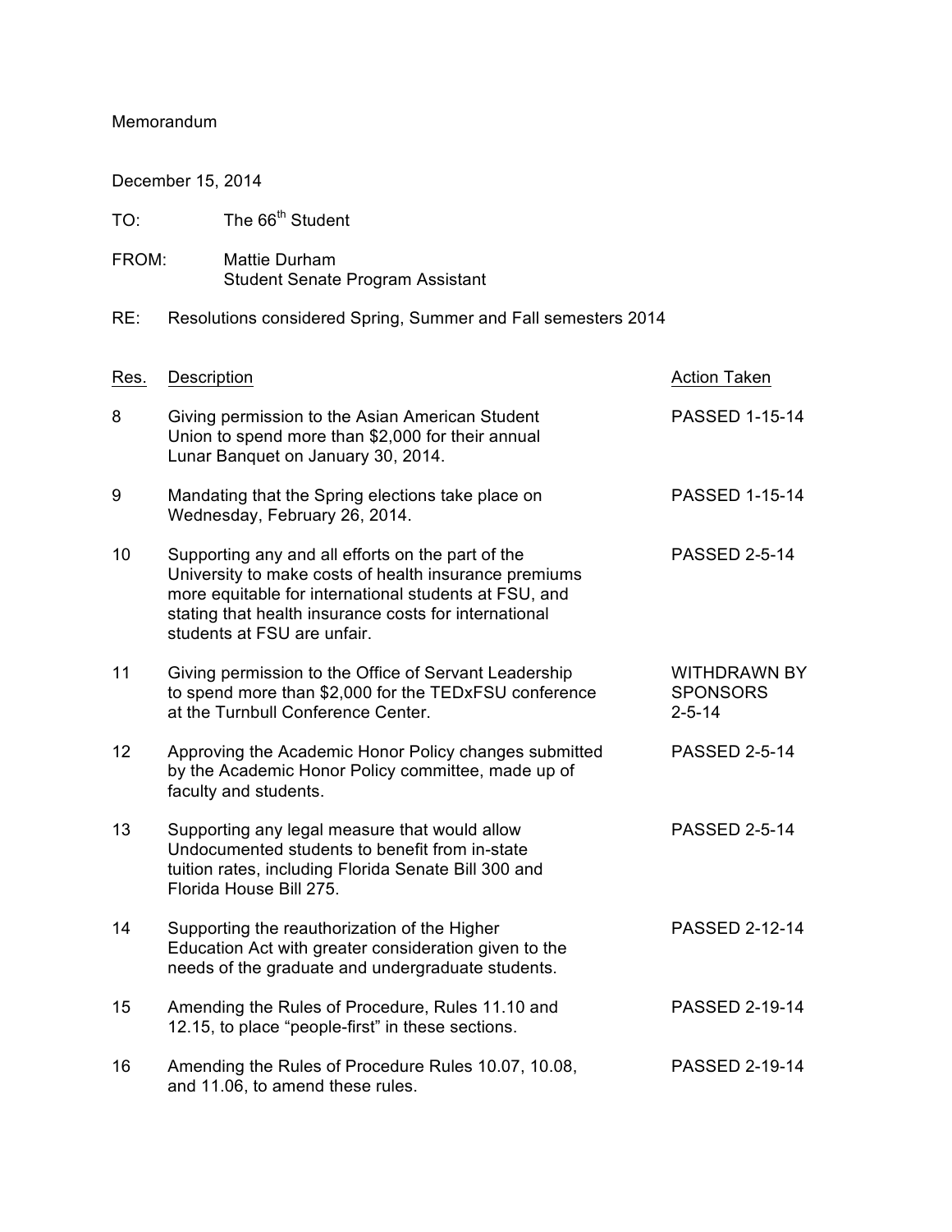Memorandum

December 15, 2014

TO: The 66th Student

FROM: Mattie Durham
Student Senate Program Assistant

RE: Resolutions considered Spring, Summer and Fall semesters 2014

| Res. | Description | Action Taken |
|---|---|---|
| 8 | Giving permission to the Asian American Student Union to spend more than $2,000 for their annual Lunar Banquet on January 30, 2014. | PASSED 1-15-14 |
| 9 | Mandating that the Spring elections take place on Wednesday, February 26, 2014. | PASSED 1-15-14 |
| 10 | Supporting any and all efforts on the part of the University to make costs of health insurance premiums more equitable for international students at FSU, and stating that health insurance costs for international students at FSU are unfair. | PASSED 2-5-14 |
| 11 | Giving permission to the Office of Servant Leadership to spend more than $2,000 for the TEDxFSU conference at the Turnbull Conference Center. | WITHDRAWN BY SPONSORS 2-5-14 |
| 12 | Approving the Academic Honor Policy changes submitted by the Academic Honor Policy committee, made up of faculty and students. | PASSED 2-5-14 |
| 13 | Supporting any legal measure that would allow Undocumented students to benefit from in-state tuition rates, including Florida Senate Bill 300 and Florida House Bill 275. | PASSED 2-5-14 |
| 14 | Supporting the reauthorization of the Higher Education Act with greater consideration given to the needs of the graduate and undergraduate students. | PASSED 2-12-14 |
| 15 | Amending the Rules of Procedure, Rules 11.10 and 12.15, to place "people-first" in these sections. | PASSED 2-19-14 |
| 16 | Amending the Rules of Procedure Rules 10.07, 10.08, and 11.06, to amend these rules. | PASSED 2-19-14 |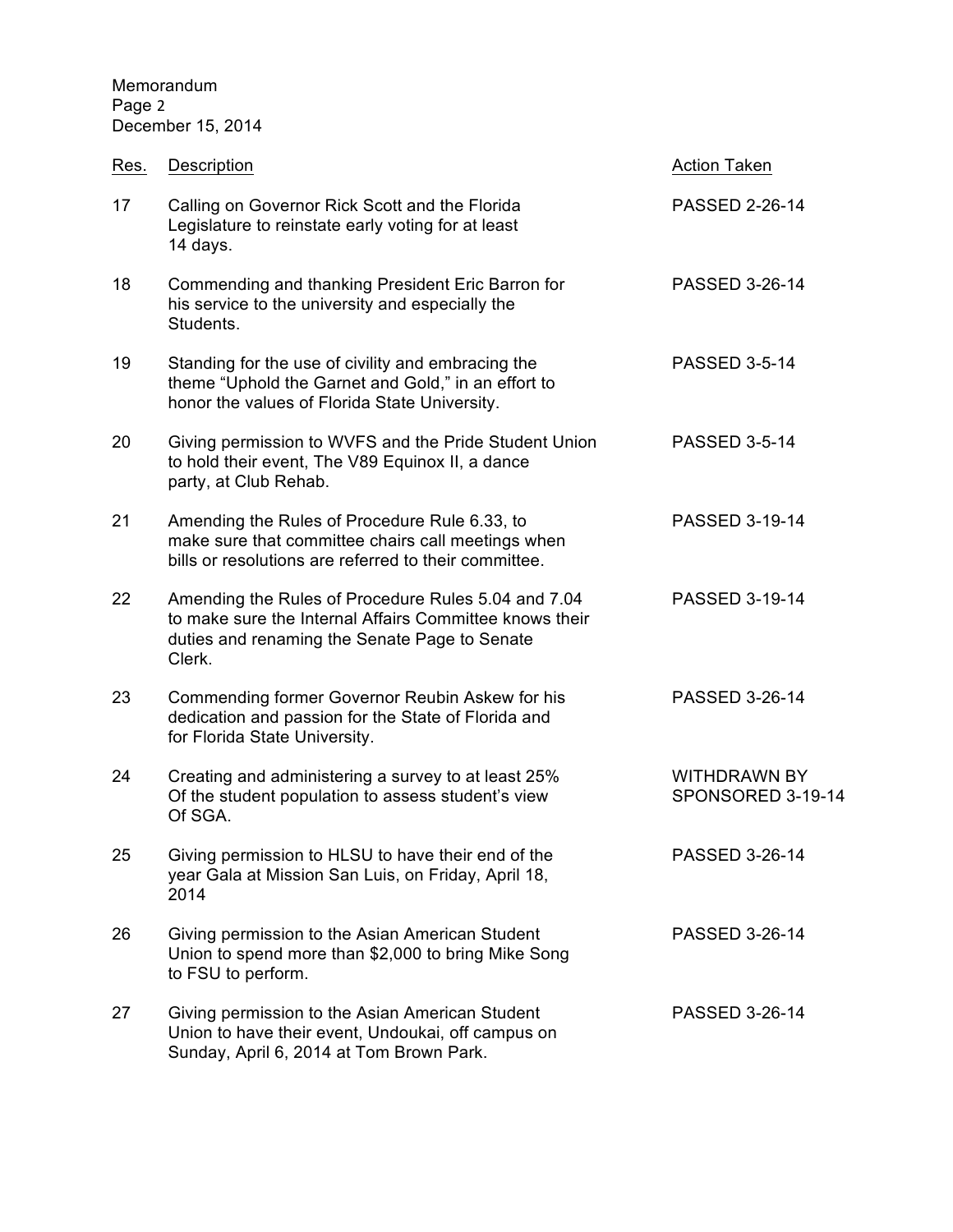| Res. | Description | Action Taken |
|---|---|---|
| 17 | Calling on Governor Rick Scott and the Florida Legislature to reinstate early voting for at least 14 days. | PASSED 2-26-14 |
| 18 | Commending and thanking President Eric Barron for his service to the university and especially the Students. | PASSED 3-26-14 |
| 19 | Standing for the use of civility and embracing the theme "Uphold the Garnet and Gold," in an effort to honor the values of Florida State University. | PASSED 3-5-14 |
| 20 | Giving permission to WVFS and the Pride Student Union to hold their event, The V89 Equinox II, a dance party, at Club Rehab. | PASSED 3-5-14 |
| 21 | Amending the Rules of Procedure Rule 6.33, to make sure that committee chairs call meetings when bills or resolutions are referred to their committee. | PASSED 3-19-14 |
| 22 | Amending the Rules of Procedure Rules 5.04 and 7.04 to make sure the Internal Affairs Committee knows their duties and renaming the Senate Page to Senate Clerk. | PASSED 3-19-14 |
| 23 | Commending former Governor Reubin Askew for his dedication and passion for the State of Florida and for Florida State University. | PASSED 3-26-14 |
| 24 | Creating and administering a survey to at least 25% Of the student population to assess student's view Of SGA. | WITHDRAWN BY SPONSORED 3-19-14 |
| 25 | Giving permission to HLSU to have their end of the year Gala at Mission San Luis, on Friday, April 18, 2014 | PASSED 3-26-14 |
| 26 | Giving permission to the Asian American Student Union to spend more than $2,000 to bring Mike Song to FSU to perform. | PASSED 3-26-14 |
| 27 | Giving permission to the Asian American Student Union to have their event, Undoukai, off campus on Sunday, April 6, 2014 at Tom Brown Park. | PASSED 3-26-14 |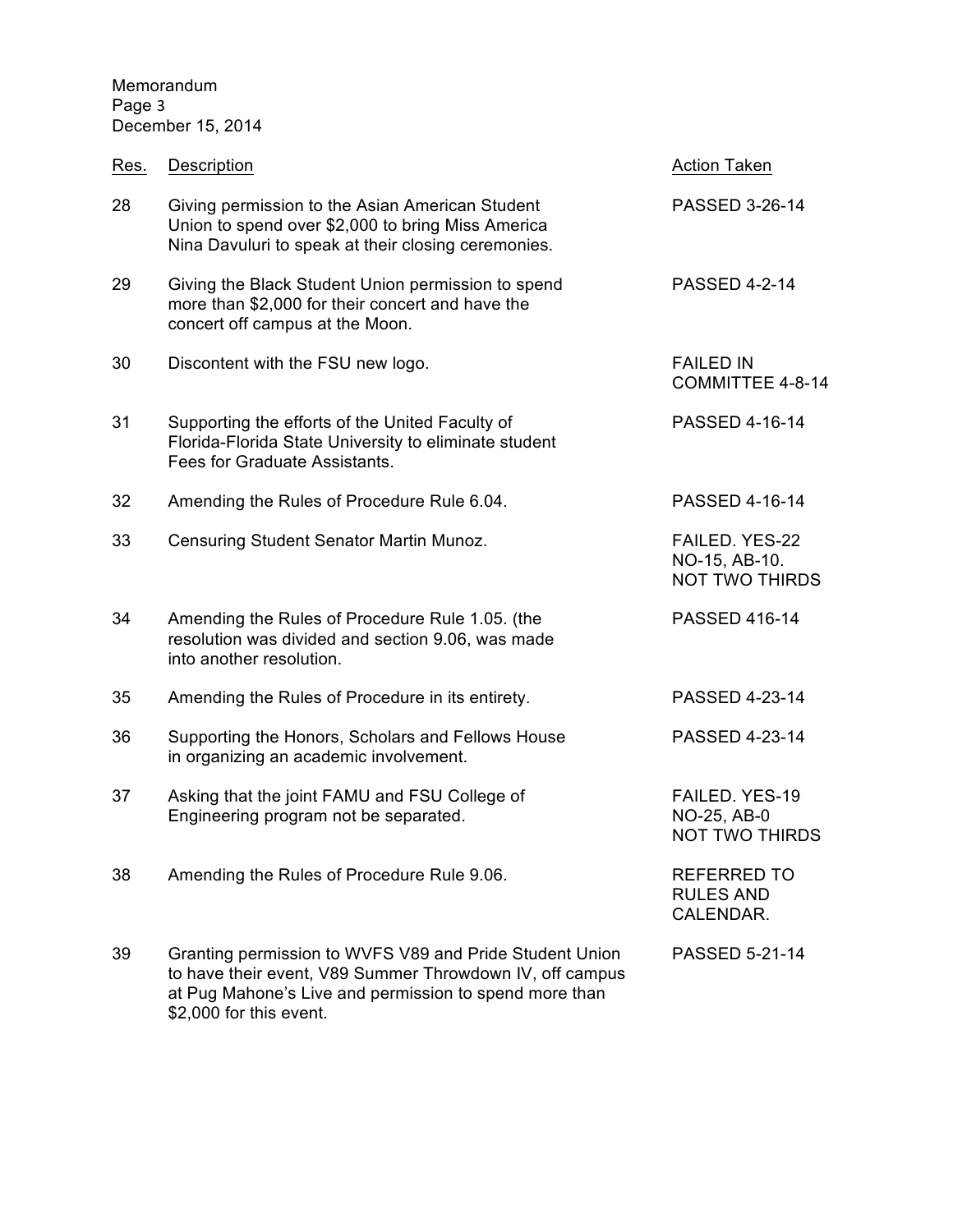| Res. | Description | Action Taken |
|---|---|---|
| 28 | Giving permission to the Asian American Student Union to spend over $2,000 to bring Miss America Nina Davuluri to speak at their closing ceremonies. | PASSED 3-26-14 |
| 29 | Giving the Black Student Union permission to spend more than $2,000 for their concert and have the concert off campus at the Moon. | PASSED 4-2-14 |
| 30 | Discontent with the FSU new logo. | FAILED IN COMMITTEE 4-8-14 |
| 31 | Supporting the efforts of the United Faculty of Florida-Florida State University to eliminate student Fees for Graduate Assistants. | PASSED 4-16-14 |
| 32 | Amending the Rules of Procedure Rule 6.04. | PASSED 4-16-14 |
| 33 | Censuring Student Senator Martin Munoz. | FAILED. YES-22 NO-15, AB-10. NOT TWO THIRDS |
| 34 | Amending the Rules of Procedure Rule 1.05. (the resolution was divided and section 9.06, was made into another resolution. | PASSED 416-14 |
| 35 | Amending the Rules of Procedure in its entirety. | PASSED 4-23-14 |
| 36 | Supporting the Honors, Scholars and Fellows House in organizing an academic involvement. | PASSED 4-23-14 |
| 37 | Asking that the joint FAMU and FSU College of Engineering program not be separated. | FAILED. YES-19 NO-25, AB-0 NOT TWO THIRDS |
| 38 | Amending the Rules of Procedure Rule 9.06. | REFERRED TO RULES AND CALENDAR. |
| 39 | Granting permission to WVFS V89 and Pride Student Union to have their event, V89 Summer Throwdown IV, off campus at Pug Mahone's Live and permission to spend more than $2,000 for this event. | PASSED 5-21-14 |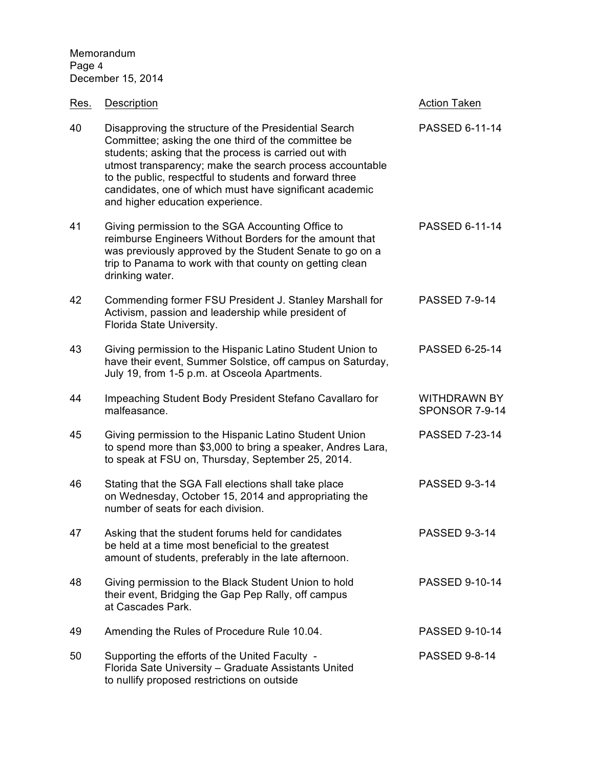| Res. | Description | Action Taken |
| --- | --- | --- |
| 40 | Disapproving the structure of the Presidential Search Committee; asking the one third of the committee be students; asking that the process is carried out with utmost transparency; make the search process accountable to the public, respectful to students and forward three candidates, one of which must have significant academic and higher education experience. | PASSED 6-11-14 |
| 41 | Giving permission to the SGA Accounting Office to reimburse Engineers Without Borders for the amount that was previously approved by the Student Senate to go on a trip to Panama to work with that county on getting clean drinking water. | PASSED 6-11-14 |
| 42 | Commending former FSU President J. Stanley Marshall for Activism, passion and leadership while president of Florida State University. | PASSED 7-9-14 |
| 43 | Giving permission to the Hispanic Latino Student Union to have their event, Summer Solstice, off campus on Saturday, July 19, from 1-5 p.m. at Osceola Apartments. | PASSED 6-25-14 |
| 44 | Impeaching Student Body President Stefano Cavallaro for malfeasance. | WITHDRAWN BY SPONSOR 7-9-14 |
| 45 | Giving permission to the Hispanic Latino Student Union to spend more than $3,000 to bring a speaker, Andres Lara, to speak at FSU on, Thursday, September 25, 2014. | PASSED 7-23-14 |
| 46 | Stating that the SGA Fall elections shall take place on Wednesday, October 15, 2014 and appropriating the number of seats for each division. | PASSED 9-3-14 |
| 47 | Asking that the student forums held for candidates be held at a time most beneficial to the greatest amount of students, preferably in the late afternoon. | PASSED 9-3-14 |
| 48 | Giving permission to the Black Student Union to hold their event, Bridging the Gap Pep Rally, off campus at Cascades Park. | PASSED 9-10-14 |
| 49 | Amending the Rules of Procedure Rule 10.04. | PASSED 9-10-14 |
| 50 | Supporting the efforts of the United Faculty - Florida Sate University – Graduate Assistants United to nullify proposed restrictions on outside | PASSED 9-8-14 |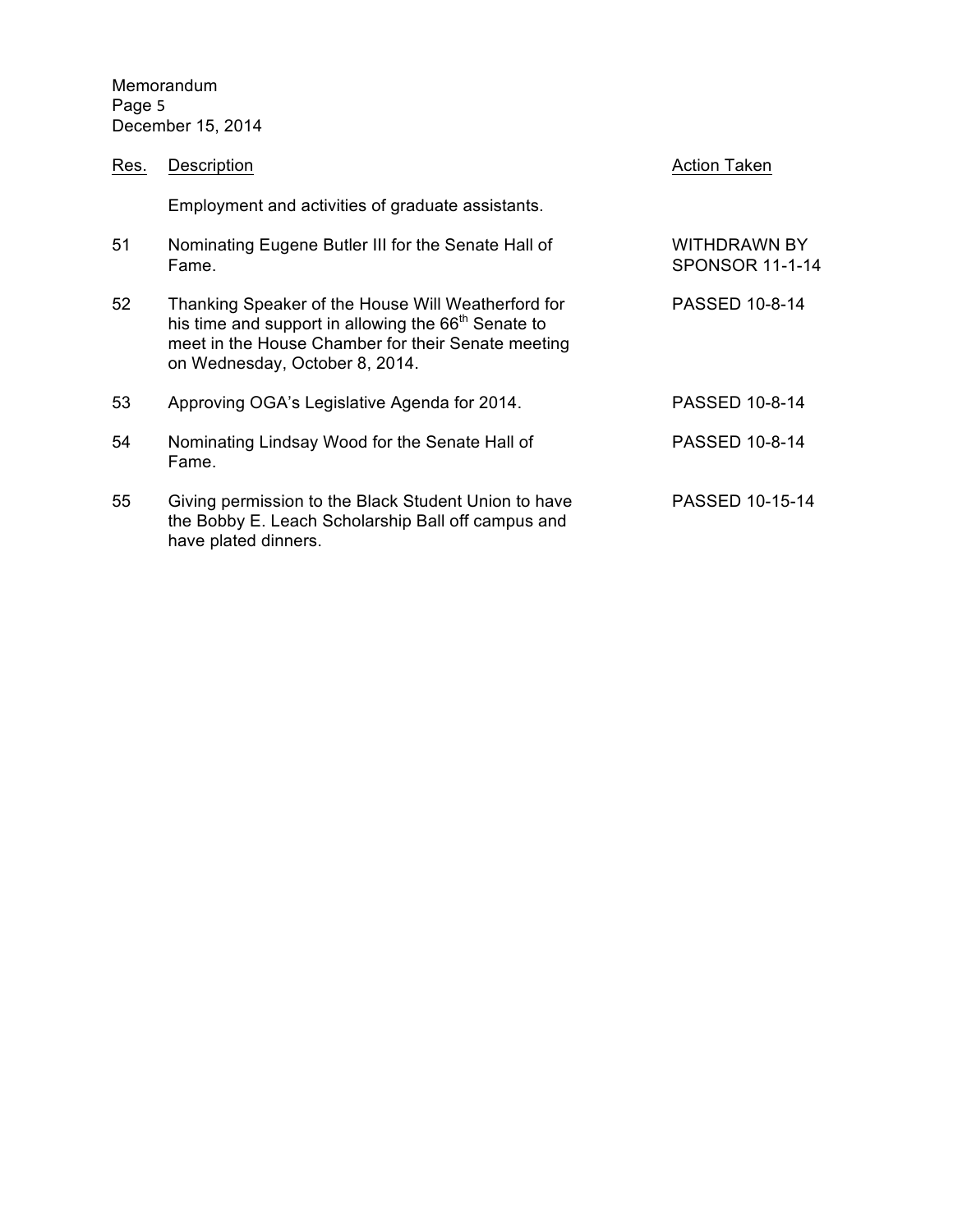| Res. | Description | Action Taken |
| --- | --- | --- |
| | Employment and activities of graduate assistants. | |
| 51 | Nominating Eugene Butler III for the Senate Hall of Fame. | WITHDRAWN BY SPONSOR 11-1-14 |
| 52 | Thanking Speaker of the House Will Weatherford for his time and support in allowing the 66th Senate to meet in the House Chamber for their Senate meeting on Wednesday, October 8, 2014. | PASSED 10-8-14 |
| 53 | Approving OGA's Legislative Agenda for 2014. | PASSED 10-8-14 |
| 54 | Nominating Lindsay Wood for the Senate Hall of Fame. | PASSED 10-8-14 |
| 55 | Giving permission to the Black Student Union to have the Bobby E. Leach Scholarship Ball off campus and have plated dinners. | PASSED 10-15-14 |